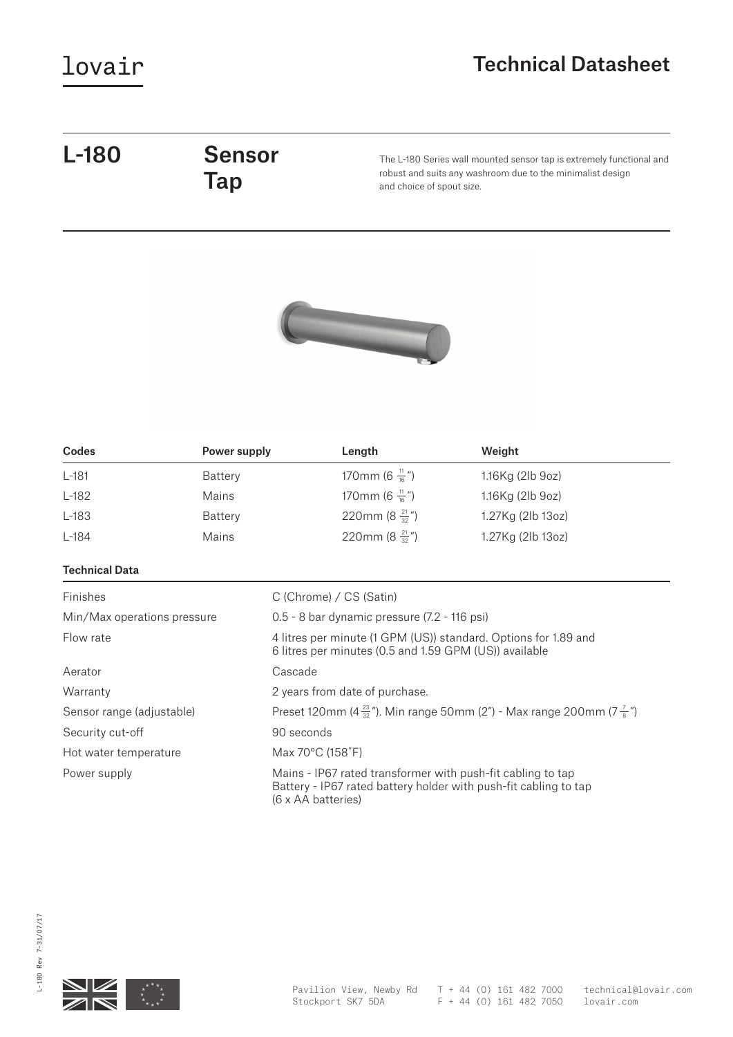lovair

# Technical Datasheet

## L-180 Sensor Tap

The L-180 Series wall mounted sensor tap is extremely functional and robust and suits any washroom due to the minimalist design and choice of spout size.

| Codes | Power supply | Length | Weight |
|---|---|---|---|
| L-181 | Battery | 170mm (6 $\frac{11}{16}$") | 1.16Kg (2lb 9oz) |
| L-182 | Mains | 170mm (6 $\frac{11}{16}$") | 1.16Kg (2lb 9oz) |
| L-183 | Battery | 220mm (8 $\frac{21}{32}$") | 1.27Kg (2lb 13oz) |
| L-184 | Mains | 220mm (8 $\frac{21}{32}$") | 1.27Kg (2lb 13oz) |

### Technical Data

| | |
|---|---|
| Finishes | C (Chrome) / CS (Satin) |
| Min/Max operations pressure | 0.5 - 8 bar dynamic pressure (7.2 - 116 psi) |
| Flow rate | 4 litres per minute (1 GPM (US)) standard. Options for 1.89 and 6 litres per minutes (0.5 and 1.59 GPM (US)) available |
| Aerator | Cascade |
| Warranty | 2 years from date of purchase. |
| Sensor range (adjustable) | Preset 120mm (4 $\frac{23}{32}$"). Min range 50mm (2") - Max range 200mm (7 $\frac{7}{8}$") |
| Security cut-off | 90 seconds |
| Hot water temperature | Max 70°C (158˚F) |
| Power supply | Mains - IP67 rated transformer with push-fit cabling to tap<br>Battery - IP67 rated battery holder with push-fit cabling to tap (6 x AA batteries) |

L-180 Rev 7-31/07/17

Pavilion View, Newby Rd
Stockport SK7 5DA

T + 44 (0) 161 482 7000
F + 44 (0) 161 482 7050

technical@lovair.com
lovair.com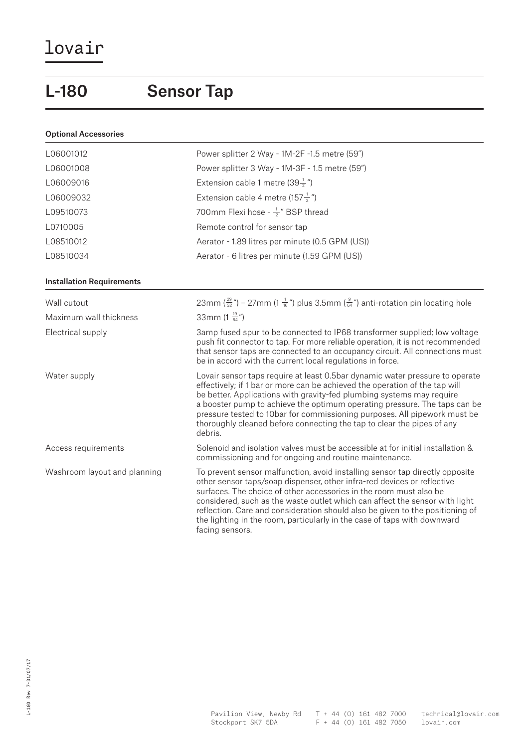lovair

# L-180 Sensor Tap

## Optional Accessories

| | |
|---|---|
| L06001012 | Power splitter 2 Way - 1M-2F -1.5 metre (59") |
| L06001008 | Power splitter 3 Way - 1M-3F - 1.5 metre (59") |
| L06009016 | Extension cable 1 metre ($39\frac{1}{2}$") |
| L06009032 | Extension cable 4 metre ($157\frac{1}{2}$") |
| L09510073 | 700mm Flexi hose - $\frac{1}{2}$" BSP thread |
| L0710005 | Remote control for sensor tap |
| L08510012 | Aerator - 1.89 litres per minute (0.5 GPM (US)) |
| L08510034 | Aerator - 6 litres per minute (1.59 GPM (US)) |

## Installation Requirements

| | |
|---|---|
| Wall cutout | 23mm ($\frac{29}{32}$") – 27mm ($1\frac{1}{16}$") plus 3.5mm ($\frac{9}{64}$") anti-rotation pin locating hole |
| Maximum wall thickness | 33mm ($1\frac{19}{64}$") |
| Electrical supply | 3amp fused spur to be connected to IP68 transformer supplied; low voltage push fit connector to tap. For more reliable operation, it is not recommended that sensor taps are connected to an occupancy circuit. All connections must be in accord with the current local regulations in force. |
| Water supply | Lovair sensor taps require at least 0.5bar dynamic water pressure to operate effectively; if 1 bar or more can be achieved the operation of the tap will be better. Applications with gravity-fed plumbing systems may require a booster pump to achieve the optimum operating pressure. The taps can be pressure tested to 10bar for commissioning purposes. All pipework must be thoroughly cleaned before connecting the tap to clear the pipes of any debris. |
| Access requirements | Solenoid and isolation valves must be accessible at for initial installation & commissioning and for ongoing and routine maintenance. |
| Washroom layout and planning | To prevent sensor malfunction, avoid installing sensor tap directly opposite other sensor taps/soap dispenser, other infra-red devices or reflective surfaces. The choice of other accessories in the room must also be considered, such as the waste outlet which can affect the sensor with light reflection. Care and consideration should also be given to the positioning of the lighting in the room, particularly in the case of taps with downward facing sensors. |

Pavilion View, Newby Rd
Stockport SK7 5DA

T + 44 (0) 161 482 7000
F + 44 (0) 161 482 7050

technical@lovair.com
lovair.com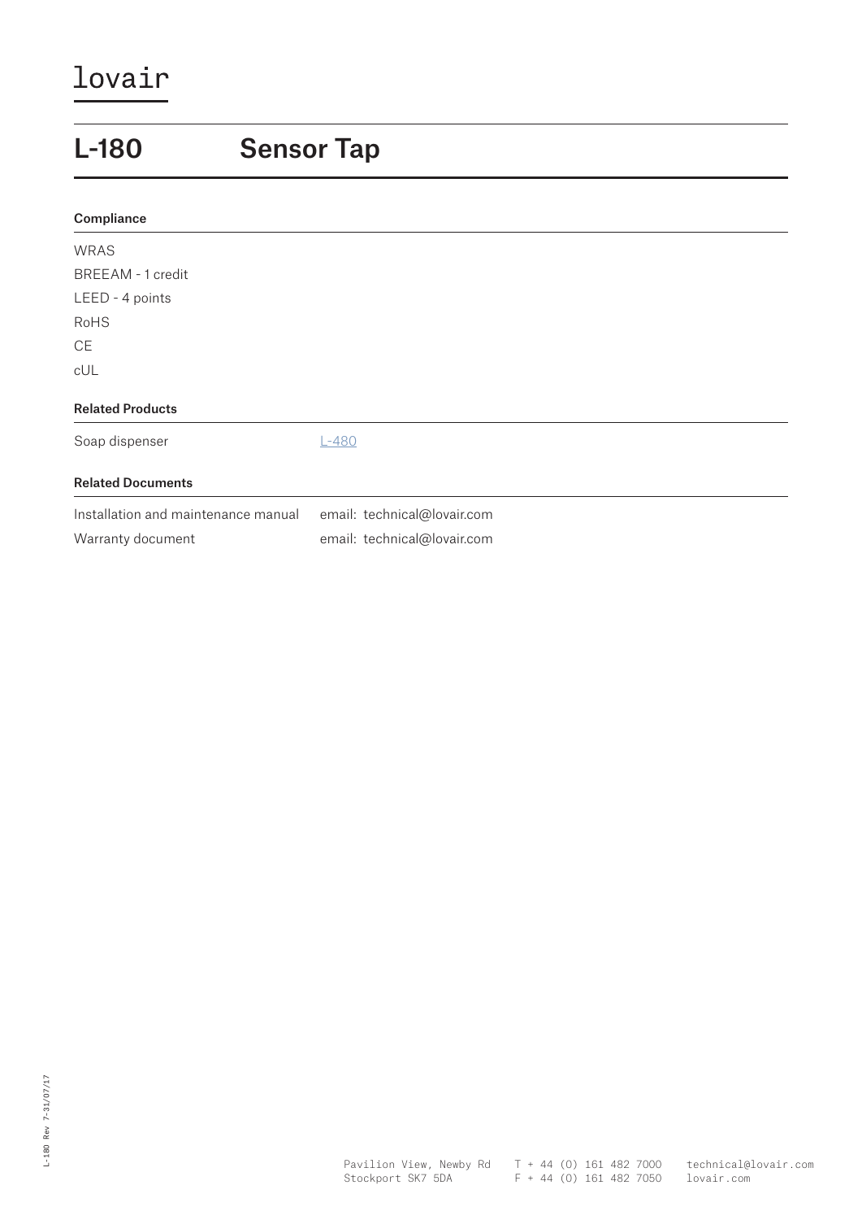# lovair

## L-180 Sensor Tap

### Compliance

WRAS
BREEAM - 1 credit
LEED - 4 points
RoHS
CE
cUL

### Related Products

| | |
|---|---|
| Soap dispenser | L-480 |

### Related Documents

| | |
|---|---|
| Installation and maintenance manual | email: technical@lovair.com |
| Warranty document | email: technical@lovair.com |

L-180 Rev 7-31/07/17

Pavilion View, Newby Rd
Stockport SK7 5DA

T + 44 (0) 161 482 7000
F + 44 (0) 161 482 7050

technical@lovair.com
lovair.com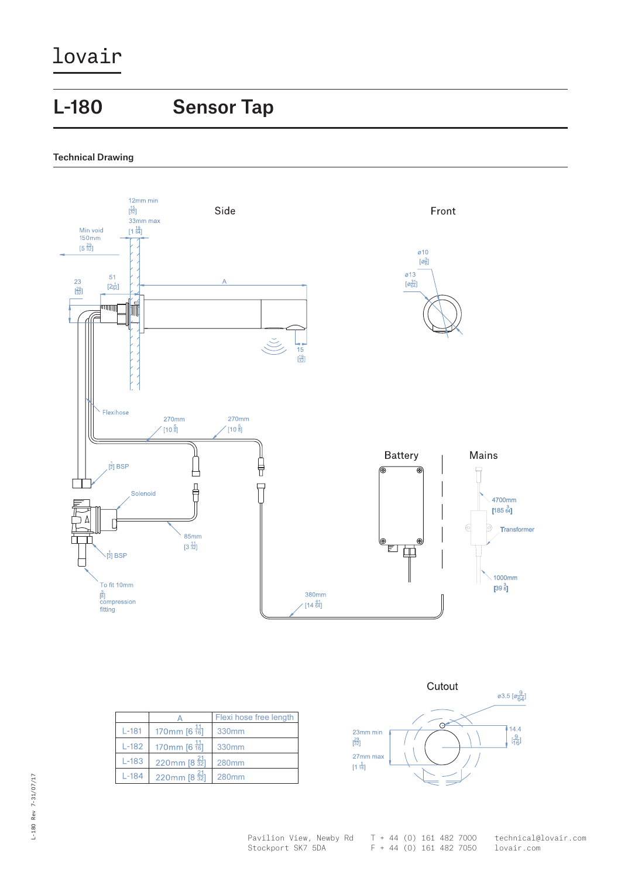lovair

# L-180 Sensor Tap

## Technical Drawing

Side

Front

12mm min
[15/32]
33mm max
[1 19/64]

Min void
150mm
[5 29/32]

23
[29/32]

51
[2 1/64]

A

15
[19/32]

ø10
[ø3/8]

ø13
[ø31/64]

Flexihose

270mm
[10 5/8]

270mm
[10 5/8]

[1/2] BSP

Solenoid

85mm
[3 11/32]

[1/2] BSP

To fit 10mm
[3/8]
compression
fitting

380mm
[14 61/64]

Battery

Mains

4700mm
[185 3/64]

Transformer

1000mm
[39 3/8]

Cutout

ø3.5 [ø9/64]

23mm min
[29/32]

27mm max
[1 1/16]

14.4
[9/16]

| | A | Flexi hose free length |
|---|---|---|
| L-181 | 170mm [6 11/16] | 330mm |
| L-182 | 170mm [6 11/16] | 330mm |
| L-183 | 220mm [8 21/32] | 280mm |
| L-184 | 220mm [8 21/32] | 280mm |

L-180 Rev 7-31/07/17

Pavilion View, Newby Rd
Stockport SK7 5DA

T + 44 (0) 161 482 7000
F + 44 (0) 161 482 7050

technical@lovair.com
lovair.com